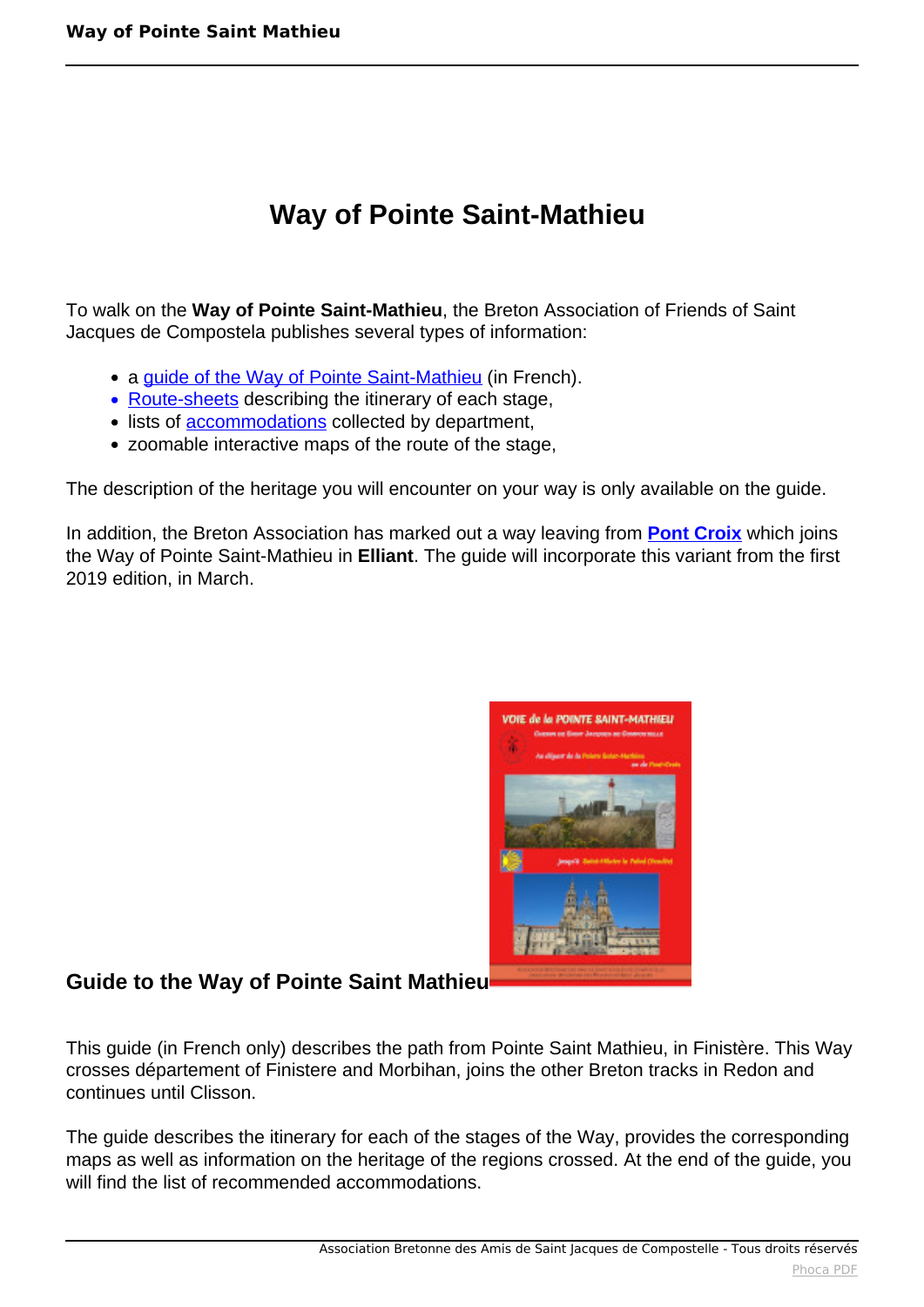# Way of Pointe Saint-Mathieu

To walk on the **Way of Pointe Saint-Mathieu**, the Breton Association of Friends of Saint Jacques de Compostela publishes several types of information:

- a guide of the Way of Pointe Saint-Mathieu (in French).
- Route-sheets describing the itinerary of each stage,
- lists of accommodations collected by department,
- zoomable interactive maps of the route of the stage,

The description of the heritage you will encounter on your way is only available on the guide.

In addition, the Breton Association has marked out a way leaving from **Pont Croix** which joins the Way of Pointe Saint-Mathieu in **Elliant**. The guide will incorporate this variant from the first 2019 edition, in March.

## Guide to the Way of Pointe Saint Mathieu

This guide (in French only) describes the path from Pointe Saint Mathieu, in Finistère. This Way crosses département of Finistere and Morbihan, joins the other Breton tracks in Redon and continues until Clisson.

The guide describes the itinerary for each of the stages of the Way, provides the corresponding maps as well as information on the heritage of the regions crossed. At the end of the guide, you will find the list of recommended accommodations.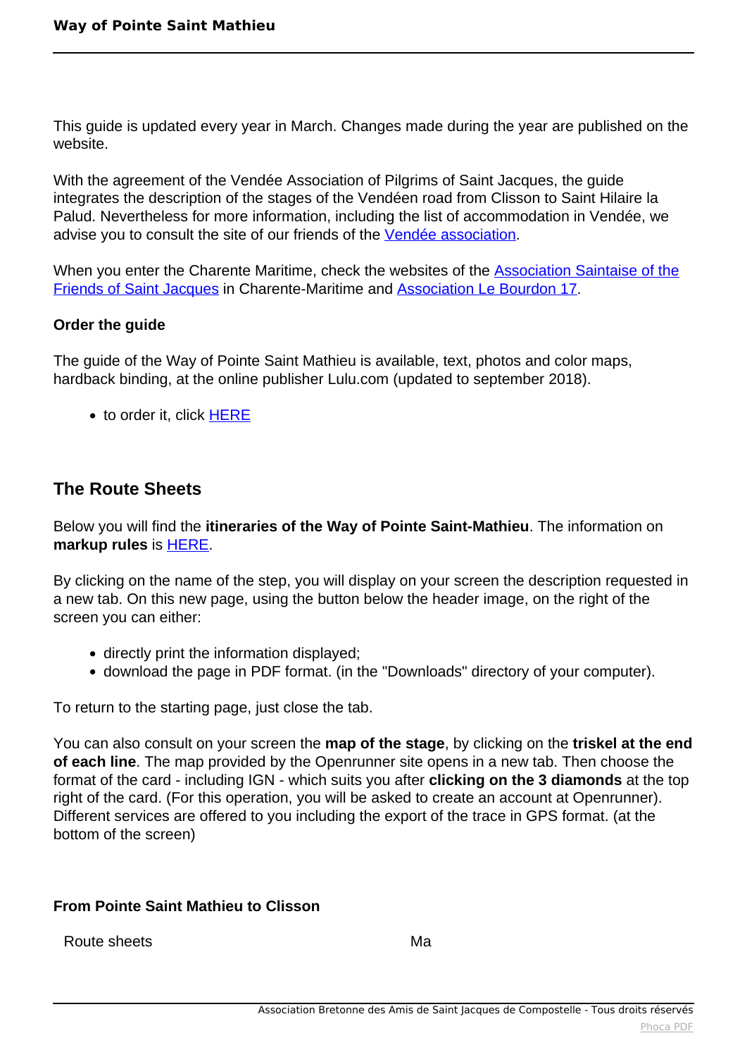This guide is updated every year in March. Changes made during the year are published on the website.

With the agreement of the Vendée Association of Pilgrims of Saint Jacques, the guide integrates the description of the stages of the Vendéen road from Clisson to Saint Hilaire la Palud. Nevertheless for more information, including the list of accommodation in Vendée, we advise you to consult the site of our friends of the Vendée association.

When you enter the Charente Maritime, check the websites of the Association Saintaise of the Friends of Saint Jacques in Charente-Maritime and Association Le Bourdon 17.

**Order the guide**

The guide of the Way of Pointe Saint Mathieu is available, text, photos and color maps, hardback binding, at the online publisher Lulu.com (updated to september 2018).

- to order it, click HERE

## The Route Sheets

Below you will find the **itineraries of the Way of Pointe Saint-Mathieu**. The information on **markup rules** is HERE.

By clicking on the name of the step, you will display on your screen the description requested in a new tab. On this new page, using the button below the header image, on the right of the screen you can either:

- directly print the information displayed;
- download the page in PDF format. (in the "Downloads" directory of your computer).

To return to the starting page, just close the tab.

You can also consult on your screen the **map of the stage**, by clicking on the **triskel at the end of each line**. The map provided by the Openrunner site opens in a new tab. Then choose the format of the card - including IGN - which suits you after **clicking on the 3 diamonds** at the top right of the card. (For this operation, you will be asked to create an account at Openrunner). Different services are offered to you including the export of the trace in GPS format. (at the bottom of the screen)

**From Pointe Saint Mathieu to Clisson**

| Route sheets | Ma |
|---|---|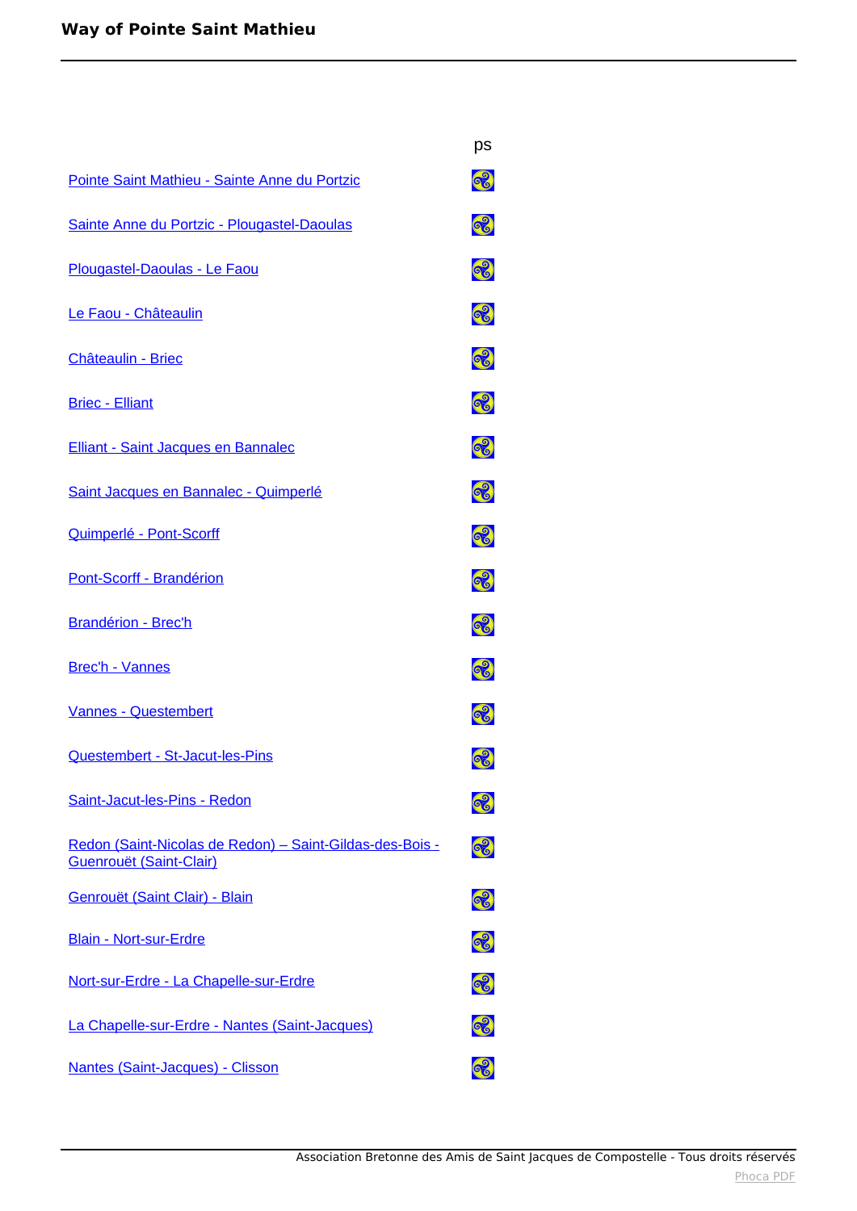| | ps |
|---|---|
| Pointe Saint Mathieu - Sainte Anne du Portzic | |
| Sainte Anne du Portzic - Plougastel-Daoulas | |
| Plougastel-Daoulas - Le Faou | |
| Le Faou - Châteaulin | |
| Châteaulin - Briec | |
| Briec - Elliant | |
| Elliant - Saint Jacques en Bannalec | |
| Saint Jacques en Bannalec - Quimperlé | |
| Quimperlé - Pont-Scorff | |
| Pont-Scorff - Brandérion | |
| Brandérion - Brec'h | |
| Brec'h - Vannes | |
| Vannes - Questembert | |
| Questembert - St-Jacut-les-Pins | |
| Saint-Jacut-les-Pins - Redon | |
| Redon (Saint-Nicolas de Redon) – Saint-Gildas-des-Bois - Guenrouët (Saint-Clair) | |
| Genrouët (Saint Clair) - Blain | |
| Blain - Nort-sur-Erdre | |
| Nort-sur-Erdre - La Chapelle-sur-Erdre | |
| La Chapelle-sur-Erdre - Nantes (Saint-Jacques) | |
| Nantes (Saint-Jacques) - Clisson | |